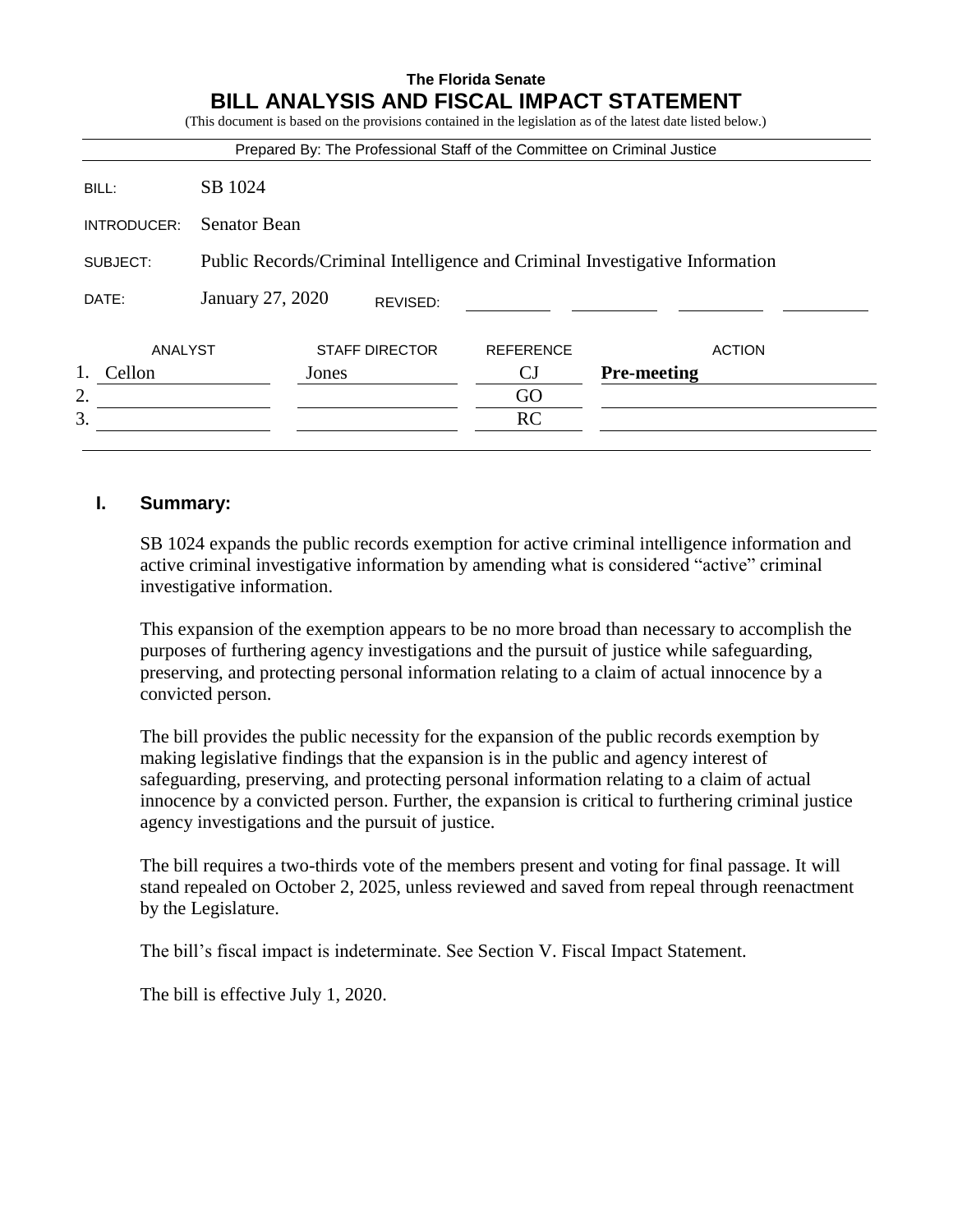**The Florida Senate**

# BILL ANALYSIS AND FISCAL IMPACT STATEMENT

(This document is based on the provisions contained in the legislation as of the latest date listed below.)

Prepared By: The Professional Staff of the Committee on Criminal Justice

| | |
|---|---|
| BILL: | SB 1024 |
| INTRODUCER: | Senator Bean |
| SUBJECT: | Public Records/Criminal Intelligence and Criminal Investigative Information |
| DATE: | January 27, 2020 REVISED: |

| | ANALYST | STAFF DIRECTOR | REFERENCE | ACTION |
|---|---|---|---|---|
| 1. | Cellon | Jones | CJ | **Pre-meeting** |
| 2. | | | GO | |
| 3. | | | RC | |

## I. Summary:

SB 1024 expands the public records exemption for active criminal intelligence information and active criminal investigative information by amending what is considered "active" criminal investigative information.

This expansion of the exemption appears to be no more broad than necessary to accomplish the purposes of furthering agency investigations and the pursuit of justice while safeguarding, preserving, and protecting personal information relating to a claim of actual innocence by a convicted person.

The bill provides the public necessity for the expansion of the public records exemption by making legislative findings that the expansion is in the public and agency interest of safeguarding, preserving, and protecting personal information relating to a claim of actual innocence by a convicted person. Further, the expansion is critical to furthering criminal justice agency investigations and the pursuit of justice.

The bill requires a two-thirds vote of the members present and voting for final passage. It will stand repealed on October 2, 2025, unless reviewed and saved from repeal through reenactment by the Legislature.

The bill's fiscal impact is indeterminate. See Section V. Fiscal Impact Statement.

The bill is effective July 1, 2020.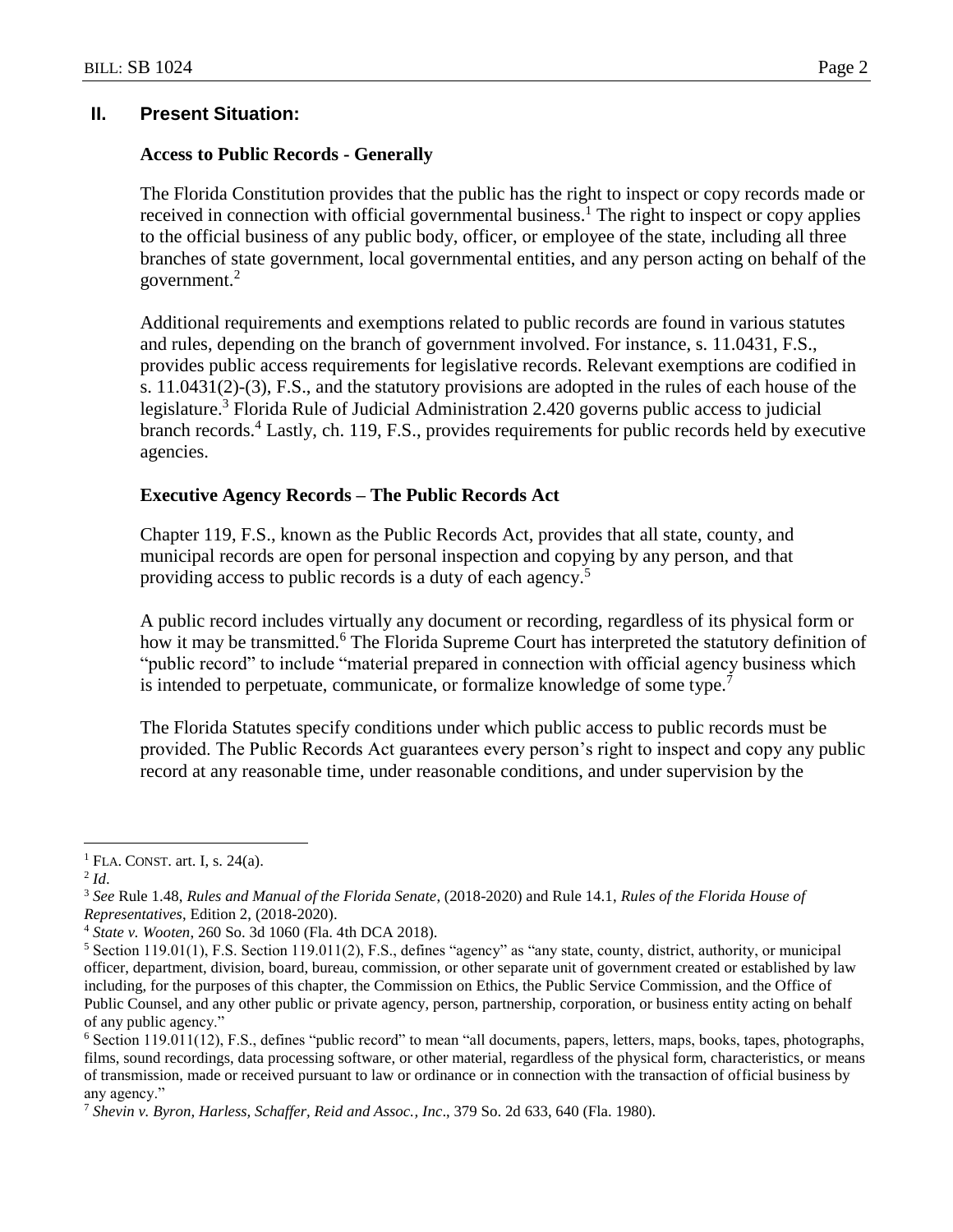## II. Present Situation:

### Access to Public Records - Generally

The Florida Constitution provides that the public has the right to inspect or copy records made or received in connection with official governmental business.[1] The right to inspect or copy applies to the official business of any public body, officer, or employee of the state, including all three branches of state government, local governmental entities, and any person acting on behalf of the government.[2]

Additional requirements and exemptions related to public records are found in various statutes and rules, depending on the branch of government involved. For instance, s. 11.0431, F.S., provides public access requirements for legislative records. Relevant exemptions are codified in s. 11.0431(2)-(3), F.S., and the statutory provisions are adopted in the rules of each house of the legislature.[3] Florida Rule of Judicial Administration 2.420 governs public access to judicial branch records.[4] Lastly, ch. 119, F.S., provides requirements for public records held by executive agencies.

### Executive Agency Records – The Public Records Act

Chapter 119, F.S., known as the Public Records Act, provides that all state, county, and municipal records are open for personal inspection and copying by any person, and that providing access to public records is a duty of each agency.[5]

A public record includes virtually any document or recording, regardless of its physical form or how it may be transmitted.[6] The Florida Supreme Court has interpreted the statutory definition of "public record" to include "material prepared in connection with official agency business which is intended to perpetuate, communicate, or formalize knowledge of some type.[7]

The Florida Statutes specify conditions under which public access to public records must be provided. The Public Records Act guarantees every person's right to inspect and copy any public record at any reasonable time, under reasonable conditions, and under supervision by the

---

[1] FLA. CONST. art. I, s. 24(a).

[2] *Id*.

[3] *See* Rule 1.48, *Rules and Manual of the Florida Senate*, (2018-2020) and Rule 14.1, *Rules of the Florida House of Representatives*, Edition 2, (2018-2020).

[4] *State v. Wooten*, 260 So. 3d 1060 (Fla. 4th DCA 2018).

[5] Section 119.01(1), F.S. Section 119.011(2), F.S., defines "agency" as "any state, county, district, authority, or municipal officer, department, division, board, bureau, commission, or other separate unit of government created or established by law including, for the purposes of this chapter, the Commission on Ethics, the Public Service Commission, and the Office of Public Counsel, and any other public or private agency, person, partnership, corporation, or business entity acting on behalf of any public agency."

[6] Section 119.011(12), F.S., defines "public record" to mean "all documents, papers, letters, maps, books, tapes, photographs, films, sound recordings, data processing software, or other material, regardless of the physical form, characteristics, or means of transmission, made or received pursuant to law or ordinance or in connection with the transaction of official business by any agency."

[7] *Shevin v. Byron, Harless, Schaffer, Reid and Assoc., Inc*., 379 So. 2d 633, 640 (Fla. 1980).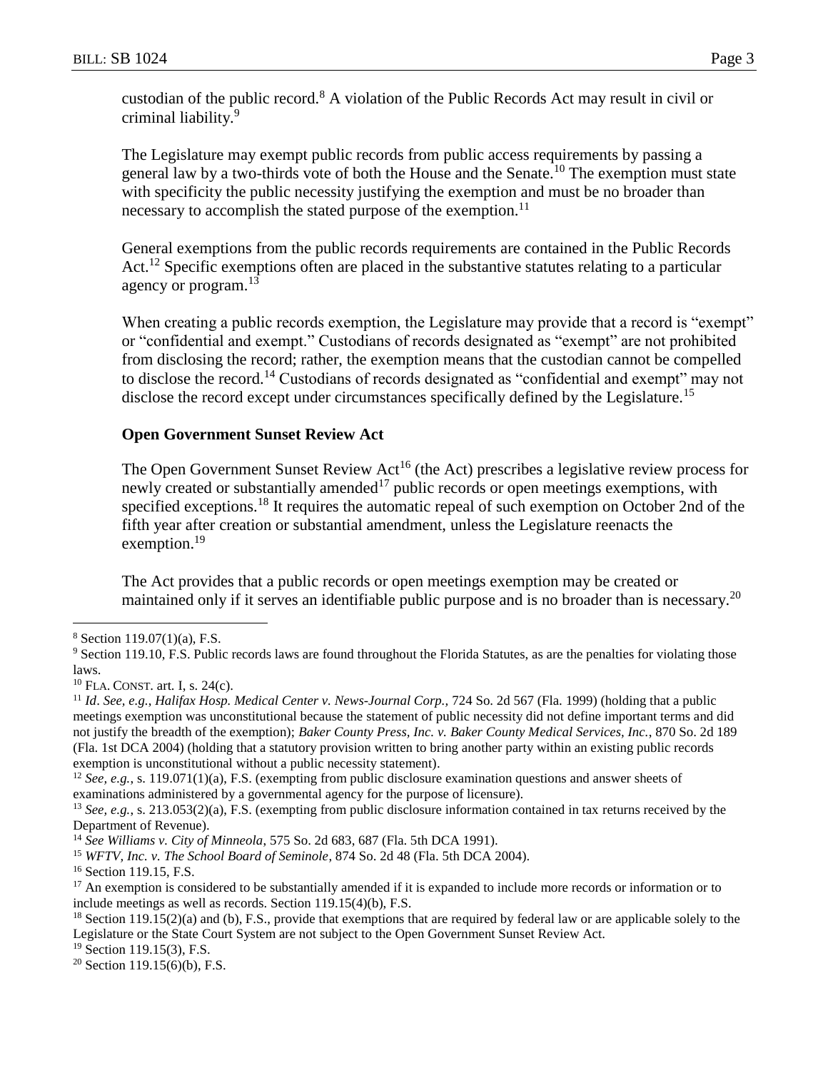custodian of the public record.[8] A violation of the Public Records Act may result in civil or criminal liability.[9]

The Legislature may exempt public records from public access requirements by passing a general law by a two-thirds vote of both the House and the Senate.[10] The exemption must state with specificity the public necessity justifying the exemption and must be no broader than necessary to accomplish the stated purpose of the exemption.[11]

General exemptions from the public records requirements are contained in the Public Records Act.[12] Specific exemptions often are placed in the substantive statutes relating to a particular agency or program.[13]

When creating a public records exemption, the Legislature may provide that a record is "exempt" or "confidential and exempt." Custodians of records designated as "exempt" are not prohibited from disclosing the record; rather, the exemption means that the custodian cannot be compelled to disclose the record.[14] Custodians of records designated as "confidential and exempt" may not disclose the record except under circumstances specifically defined by the Legislature.[15]

**Open Government Sunset Review Act**

The Open Government Sunset Review Act[16] (the Act) prescribes a legislative review process for newly created or substantially amended[17] public records or open meetings exemptions, with specified exceptions.[18] It requires the automatic repeal of such exemption on October 2nd of the fifth year after creation or substantial amendment, unless the Legislature reenacts the exemption.[19]

The Act provides that a public records or open meetings exemption may be created or maintained only if it serves an identifiable public purpose and is no broader than is necessary.[20]

---

[8] Section 119.07(1)(a), F.S.

[9] Section 119.10, F.S. Public records laws are found throughout the Florida Statutes, as are the penalties for violating those laws.

[10] FLA. CONST. art. I, s. 24(c).

[11] *Id*. *See, e.g.*, *Halifax Hosp. Medical Center v. News-Journal Corp.*, 724 So. 2d 567 (Fla. 1999) (holding that a public meetings exemption was unconstitutional because the statement of public necessity did not define important terms and did not justify the breadth of the exemption); *Baker County Press, Inc. v. Baker County Medical Services, Inc.*, 870 So. 2d 189 (Fla. 1st DCA 2004) (holding that a statutory provision written to bring another party within an existing public records exemption is unconstitutional without a public necessity statement).

[12] *See, e.g.*, s. 119.071(1)(a), F.S. (exempting from public disclosure examination questions and answer sheets of examinations administered by a governmental agency for the purpose of licensure).

[13] *See, e.g.*, s. 213.053(2)(a), F.S. (exempting from public disclosure information contained in tax returns received by the Department of Revenue).

[14] *See Williams v. City of Minneola*, 575 So. 2d 683, 687 (Fla. 5th DCA 1991).

[15] *WFTV, Inc. v. The School Board of Seminole*, 874 So. 2d 48 (Fla. 5th DCA 2004).

[16] Section 119.15, F.S.

[17] An exemption is considered to be substantially amended if it is expanded to include more records or information or to include meetings as well as records. Section 119.15(4)(b), F.S.

[18] Section 119.15(2)(a) and (b), F.S., provide that exemptions that are required by federal law or are applicable solely to the Legislature or the State Court System are not subject to the Open Government Sunset Review Act.

[19] Section 119.15(3), F.S.

[20] Section 119.15(6)(b), F.S.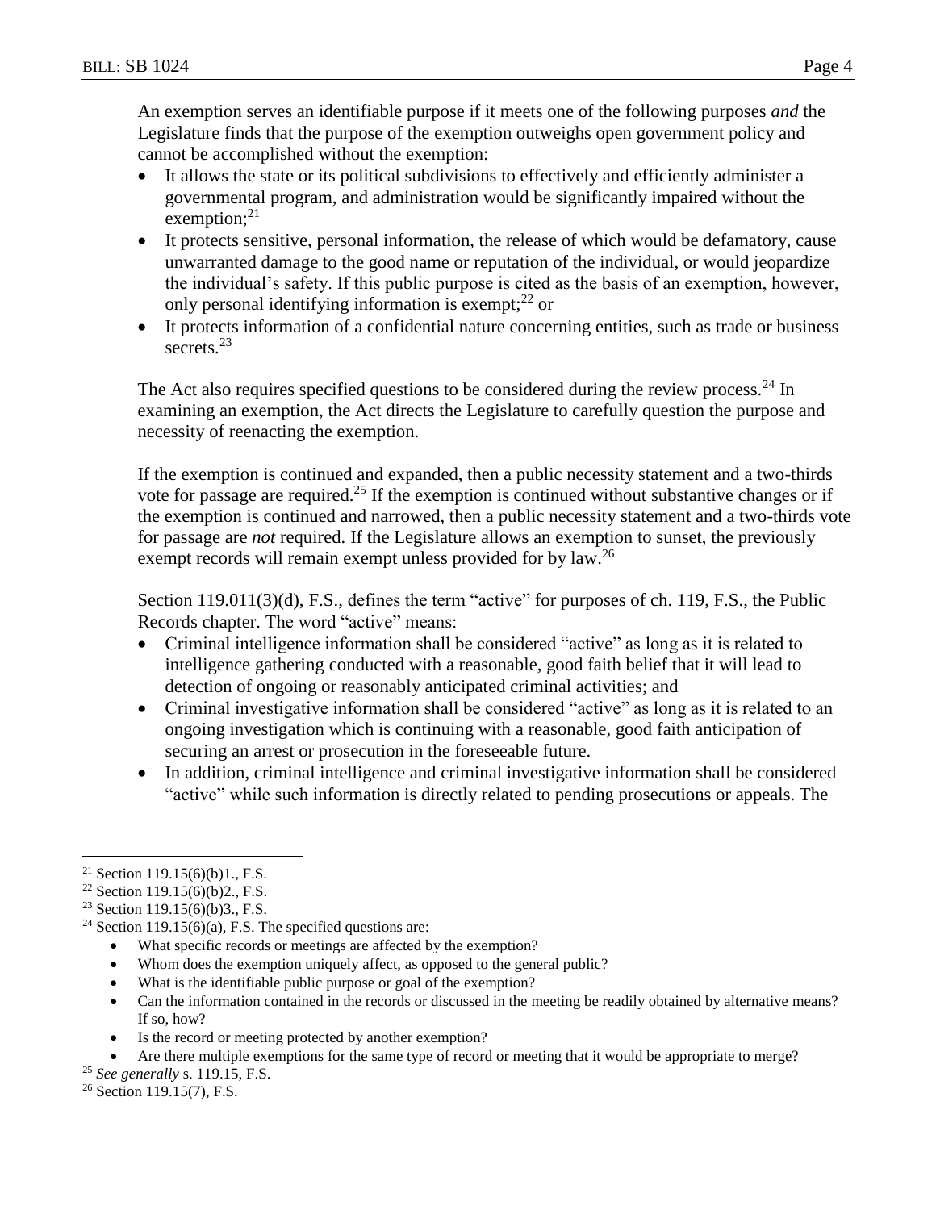An exemption serves an identifiable purpose if it meets one of the following purposes *and* the Legislature finds that the purpose of the exemption outweighs open government policy and cannot be accomplished without the exemption:

- It allows the state or its political subdivisions to effectively and efficiently administer a governmental program, and administration would be significantly impaired without the exemption;[21]
- It protects sensitive, personal information, the release of which would be defamatory, cause unwarranted damage to the good name or reputation of the individual, or would jeopardize the individual's safety. If this public purpose is cited as the basis of an exemption, however, only personal identifying information is exempt;[22] or
- It protects information of a confidential nature concerning entities, such as trade or business secrets.[23]

The Act also requires specified questions to be considered during the review process.[24] In examining an exemption, the Act directs the Legislature to carefully question the purpose and necessity of reenacting the exemption.

If the exemption is continued and expanded, then a public necessity statement and a two-thirds vote for passage are required.[25] If the exemption is continued without substantive changes or if the exemption is continued and narrowed, then a public necessity statement and a two-thirds vote for passage are *not* required. If the Legislature allows an exemption to sunset, the previously exempt records will remain exempt unless provided for by law.[26]

Section 119.011(3)(d), F.S., defines the term "active" for purposes of ch. 119, F.S., the Public Records chapter. The word "active" means:

- Criminal intelligence information shall be considered "active" as long as it is related to intelligence gathering conducted with a reasonable, good faith belief that it will lead to detection of ongoing or reasonably anticipated criminal activities; and
- Criminal investigative information shall be considered "active" as long as it is related to an ongoing investigation which is continuing with a reasonable, good faith anticipation of securing an arrest or prosecution in the foreseeable future.
- In addition, criminal intelligence and criminal investigative information shall be considered "active" while such information is directly related to pending prosecutions or appeals. The

---

[21] Section 119.15(6)(b)1., F.S.

[22] Section 119.15(6)(b)2., F.S.

[23] Section 119.15(6)(b)3., F.S.

[24] Section 119.15(6)(a), F.S. The specified questions are:

- What specific records or meetings are affected by the exemption?
- Whom does the exemption uniquely affect, as opposed to the general public?
- What is the identifiable public purpose or goal of the exemption?
- Can the information contained in the records or discussed in the meeting be readily obtained by alternative means? If so, how?
- Is the record or meeting protected by another exemption?
- Are there multiple exemptions for the same type of record or meeting that it would be appropriate to merge?

[25] *See generally* s. 119.15, F.S.

[26] Section 119.15(7), F.S.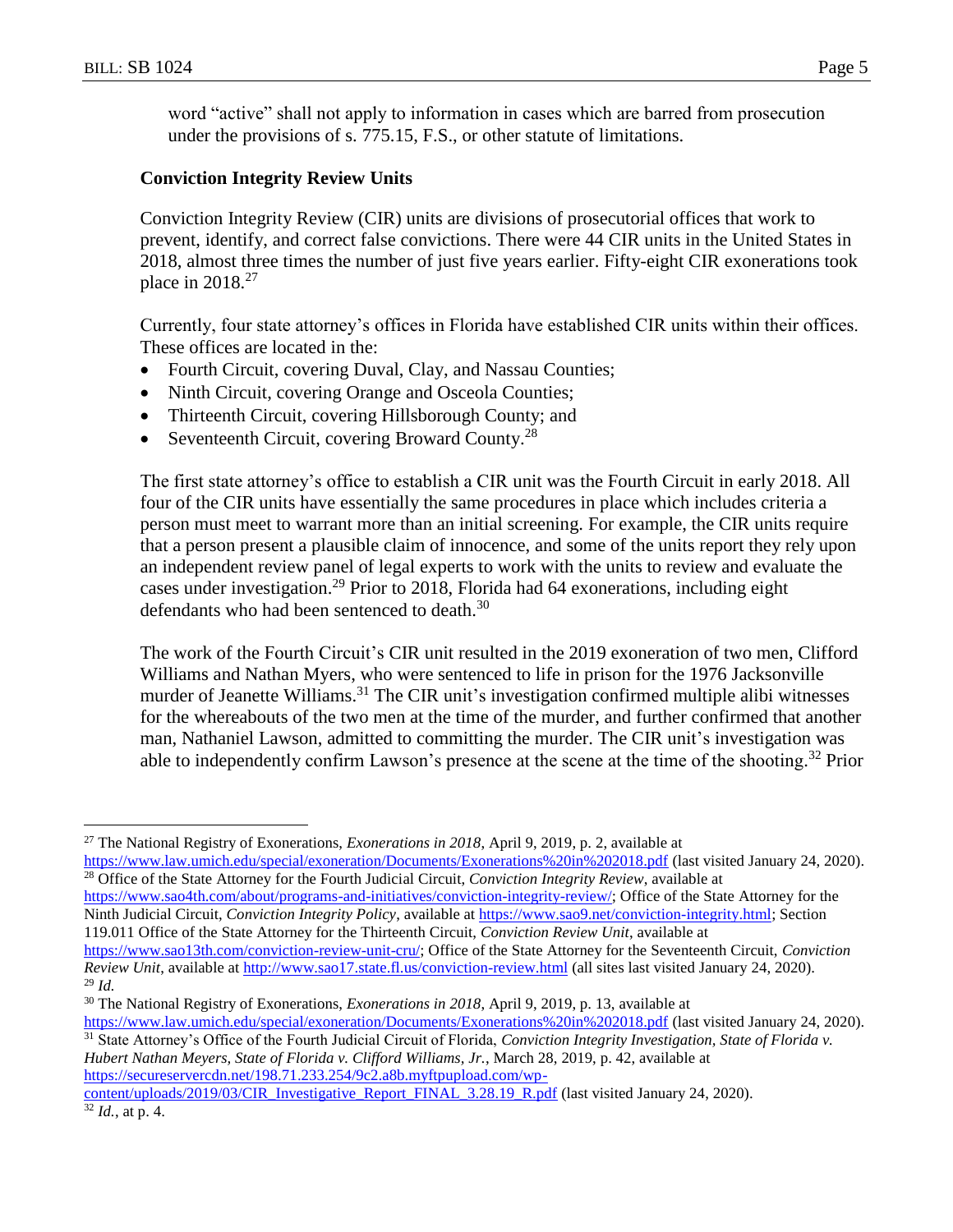word "active" shall not apply to information in cases which are barred from prosecution under the provisions of s. 775.15, F.S., or other statute of limitations.

### Conviction Integrity Review Units

Conviction Integrity Review (CIR) units are divisions of prosecutorial offices that work to prevent, identify, and correct false convictions. There were 44 CIR units in the United States in 2018, almost three times the number of just five years earlier. Fifty-eight CIR exonerations took place in 2018.[27]

Currently, four state attorney's offices in Florida have established CIR units within their offices. These offices are located in the:

- Fourth Circuit, covering Duval, Clay, and Nassau Counties;
- Ninth Circuit, covering Orange and Osceola Counties;
- Thirteenth Circuit, covering Hillsborough County; and
- Seventeenth Circuit, covering Broward County.[28]

The first state attorney's office to establish a CIR unit was the Fourth Circuit in early 2018. All four of the CIR units have essentially the same procedures in place which includes criteria a person must meet to warrant more than an initial screening. For example, the CIR units require that a person present a plausible claim of innocence, and some of the units report they rely upon an independent review panel of legal experts to work with the units to review and evaluate the cases under investigation.[29] Prior to 2018, Florida had 64 exonerations, including eight defendants who had been sentenced to death.[30]

The work of the Fourth Circuit's CIR unit resulted in the 2019 exoneration of two men, Clifford Williams and Nathan Myers, who were sentenced to life in prison for the 1976 Jacksonville murder of Jeanette Williams.[31] The CIR unit's investigation confirmed multiple alibi witnesses for the whereabouts of the two men at the time of the murder, and further confirmed that another man, Nathaniel Lawson, admitted to committing the murder. The CIR unit's investigation was able to independently confirm Lawson's presence at the scene at the time of the shooting.[32] Prior

---

[27] The National Registry of Exonerations, *Exonerations in 2018*, April 9, 2019, p. 2, available at https://www.law.umich.edu/special/exoneration/Documents/Exonerations%20in%202018.pdf (last visited January 24, 2020).

[28] Office of the State Attorney for the Fourth Judicial Circuit, *Conviction Integrity Review*, available at https://www.sao4th.com/about/programs-and-initiatives/conviction-integrity-review/; Office of the State Attorney for the Ninth Judicial Circuit, *Conviction Integrity Policy*, available at https://www.sao9.net/conviction-integrity.html; Section 119.011 Office of the State Attorney for the Thirteenth Circuit, *Conviction Review Unit*, available at https://www.sao13th.com/conviction-review-unit-cru/; Office of the State Attorney for the Seventeenth Circuit, *Conviction Review Unit*, available at http://www.sao17.state.fl.us/conviction-review.html (all sites last visited January 24, 2020).

[29] *Id.*

[30] The National Registry of Exonerations, *Exonerations in 2018*, April 9, 2019, p. 13, available at https://www.law.umich.edu/special/exoneration/Documents/Exonerations%20in%202018.pdf (last visited January 24, 2020).

[31] State Attorney's Office of the Fourth Judicial Circuit of Florida, *Conviction Integrity Investigation, State of Florida v. Hubert Nathan Meyers, State of Florida v. Clifford Williams, Jr.*, March 28, 2019, p. 42, available at https://secureservercdn.net/198.71.233.254/9c2.a8b.myftpupload.com/wp-content/uploads/2019/03/CIR_Investigative_Report_FINAL_3.28.19_R.pdf (last visited January 24, 2020).

[32] *Id.*, at p. 4.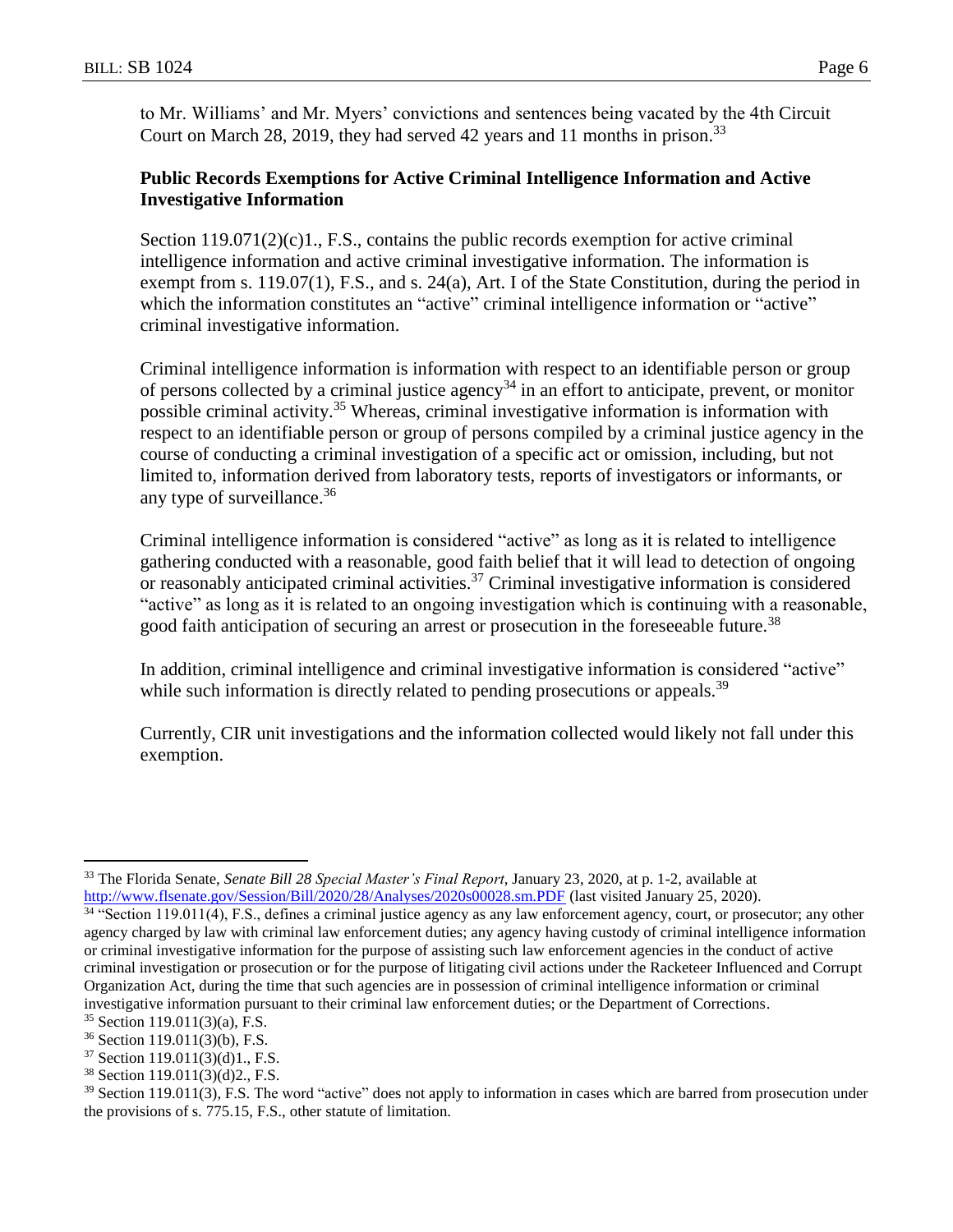to Mr. Williams' and Mr. Myers' convictions and sentences being vacated by the 4th Circuit Court on March 28, 2019, they had served 42 years and 11 months in prison.[33]

**Public Records Exemptions for Active Criminal Intelligence Information and Active Investigative Information**

Section 119.071(2)(c)1., F.S., contains the public records exemption for active criminal intelligence information and active criminal investigative information. The information is exempt from s. 119.07(1), F.S., and s. 24(a), Art. I of the State Constitution, during the period in which the information constitutes an "active" criminal intelligence information or "active" criminal investigative information.

Criminal intelligence information is information with respect to an identifiable person or group of persons collected by a criminal justice agency[34] in an effort to anticipate, prevent, or monitor possible criminal activity.[35] Whereas, criminal investigative information is information with respect to an identifiable person or group of persons compiled by a criminal justice agency in the course of conducting a criminal investigation of a specific act or omission, including, but not limited to, information derived from laboratory tests, reports of investigators or informants, or any type of surveillance.[36]

Criminal intelligence information is considered "active" as long as it is related to intelligence gathering conducted with a reasonable, good faith belief that it will lead to detection of ongoing or reasonably anticipated criminal activities.[37] Criminal investigative information is considered "active" as long as it is related to an ongoing investigation which is continuing with a reasonable, good faith anticipation of securing an arrest or prosecution in the foreseeable future.[38]

In addition, criminal intelligence and criminal investigative information is considered "active" while such information is directly related to pending prosecutions or appeals.[39]

Currently, CIR unit investigations and the information collected would likely not fall under this exemption.

---

[33] The Florida Senate, *Senate Bill 28 Special Master's Final Report*, January 23, 2020, at p. 1-2, available at http://www.flsenate.gov/Session/Bill/2020/28/Analyses/2020s00028.sm.PDF (last visited January 25, 2020).

[34] "Section 119.011(4), F.S., defines a criminal justice agency as any law enforcement agency, court, or prosecutor; any other agency charged by law with criminal law enforcement duties; any agency having custody of criminal intelligence information or criminal investigative information for the purpose of assisting such law enforcement agencies in the conduct of active criminal investigation or prosecution or for the purpose of litigating civil actions under the Racketeer Influenced and Corrupt Organization Act, during the time that such agencies are in possession of criminal intelligence information or criminal investigative information pursuant to their criminal law enforcement duties; or the Department of Corrections.

[35] Section 119.011(3)(a), F.S.

[36] Section 119.011(3)(b), F.S.

[37] Section 119.011(3)(d)1., F.S.

[38] Section 119.011(3)(d)2., F.S.

[39] Section 119.011(3), F.S. The word "active" does not apply to information in cases which are barred from prosecution under the provisions of s. 775.15, F.S., other statute of limitation.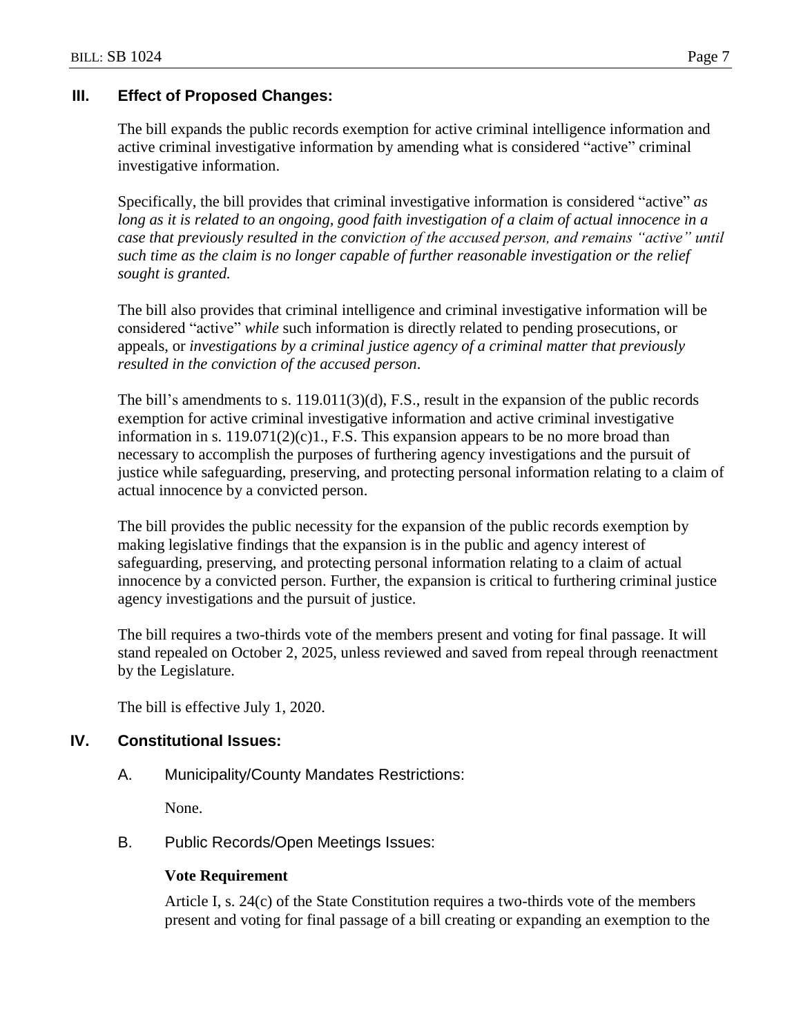## III. Effect of Proposed Changes:

The bill expands the public records exemption for active criminal intelligence information and active criminal investigative information by amending what is considered "active" criminal investigative information.

Specifically, the bill provides that criminal investigative information is considered "active" *as long as it is related to an ongoing, good faith investigation of a claim of actual innocence in a case that previously resulted in the conviction of the accused person, and remains "active" until such time as the claim is no longer capable of further reasonable investigation or the relief sought is granted.*

The bill also provides that criminal intelligence and criminal investigative information will be considered "active" *while* such information is directly related to pending prosecutions, or appeals, or *investigations by a criminal justice agency of a criminal matter that previously resulted in the conviction of the accused person*.

The bill's amendments to s. 119.011(3)(d), F.S., result in the expansion of the public records exemption for active criminal investigative information and active criminal investigative information in s. 119.071(2)(c)1., F.S. This expansion appears to be no more broad than necessary to accomplish the purposes of furthering agency investigations and the pursuit of justice while safeguarding, preserving, and protecting personal information relating to a claim of actual innocence by a convicted person.

The bill provides the public necessity for the expansion of the public records exemption by making legislative findings that the expansion is in the public and agency interest of safeguarding, preserving, and protecting personal information relating to a claim of actual innocence by a convicted person. Further, the expansion is critical to furthering criminal justice agency investigations and the pursuit of justice.

The bill requires a two-thirds vote of the members present and voting for final passage. It will stand repealed on October 2, 2025, unless reviewed and saved from repeal through reenactment by the Legislature.

The bill is effective July 1, 2020.

## IV. Constitutional Issues:

### A. Municipality/County Mandates Restrictions:

None.

### B. Public Records/Open Meetings Issues:

**Vote Requirement**

Article I, s. 24(c) of the State Constitution requires a two-thirds vote of the members present and voting for final passage of a bill creating or expanding an exemption to the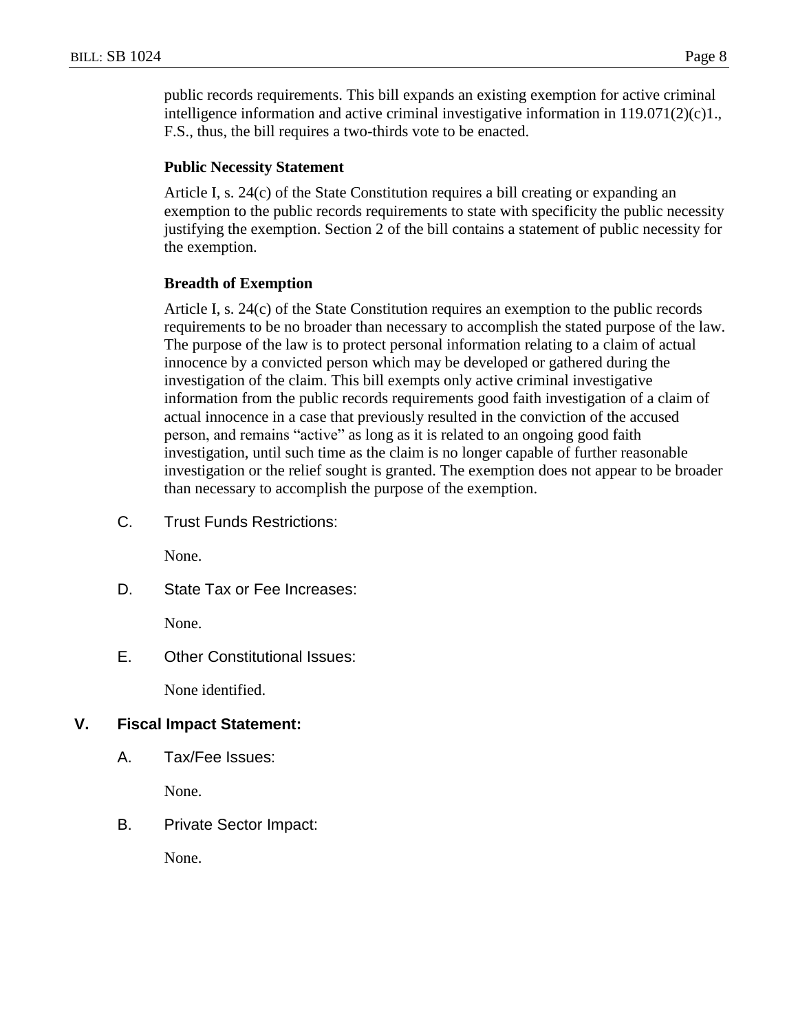public records requirements. This bill expands an existing exemption for active criminal intelligence information and active criminal investigative information in 119.071(2)(c)1., F.S., thus, the bill requires a two-thirds vote to be enacted.

**Public Necessity Statement**

Article I, s. 24(c) of the State Constitution requires a bill creating or expanding an exemption to the public records requirements to state with specificity the public necessity justifying the exemption. Section 2 of the bill contains a statement of public necessity for the exemption.

**Breadth of Exemption**

Article I, s. 24(c) of the State Constitution requires an exemption to the public records requirements to be no broader than necessary to accomplish the stated purpose of the law. The purpose of the law is to protect personal information relating to a claim of actual innocence by a convicted person which may be developed or gathered during the investigation of the claim. This bill exempts only active criminal investigative information from the public records requirements good faith investigation of a claim of actual innocence in a case that previously resulted in the conviction of the accused person, and remains "active" as long as it is related to an ongoing good faith investigation, until such time as the claim is no longer capable of further reasonable investigation or the relief sought is granted. The exemption does not appear to be broader than necessary to accomplish the purpose of the exemption.

C. Trust Funds Restrictions:

None.

D. State Tax or Fee Increases:

None.

E. Other Constitutional Issues:

None identified.

## V. Fiscal Impact Statement:

A. Tax/Fee Issues:

None.

B. Private Sector Impact:

None.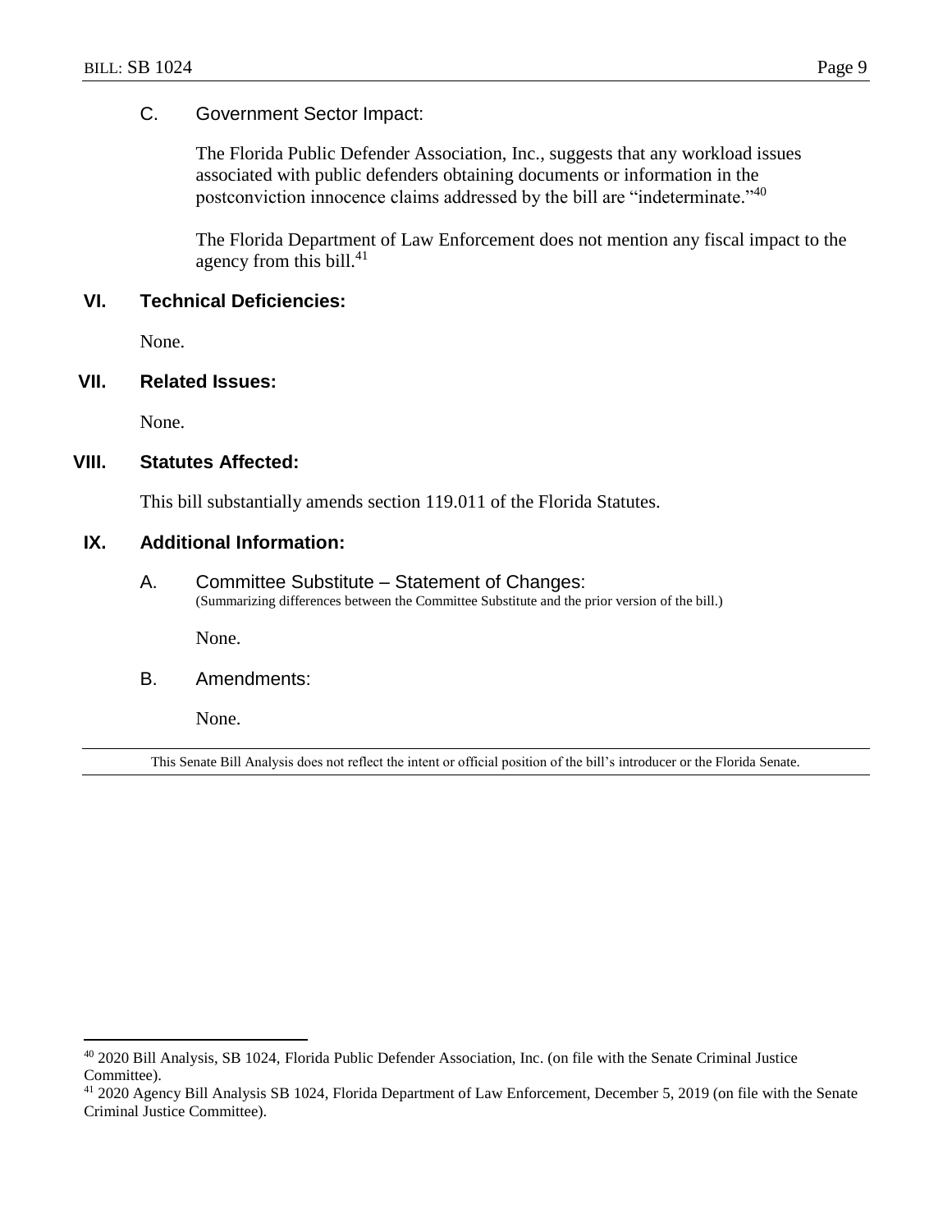### C. Government Sector Impact:

The Florida Public Defender Association, Inc., suggests that any workload issues associated with public defenders obtaining documents or information in the postconviction innocence claims addressed by the bill are "indeterminate."[40]

The Florida Department of Law Enforcement does not mention any fiscal impact to the agency from this bill.[41]

## VI. Technical Deficiencies:

None.

## VII. Related Issues:

None.

## VIII. Statutes Affected:

This bill substantially amends section 119.011 of the Florida Statutes.

## IX. Additional Information:

### A. Committee Substitute – Statement of Changes:
(Summarizing differences between the Committee Substitute and the prior version of the bill.)

None.

### B. Amendments:

None.

This Senate Bill Analysis does not reflect the intent or official position of the bill's introducer or the Florida Senate.

---

[40] 2020 Bill Analysis, SB 1024, Florida Public Defender Association, Inc. (on file with the Senate Criminal Justice Committee).

[41] 2020 Agency Bill Analysis SB 1024, Florida Department of Law Enforcement, December 5, 2019 (on file with the Senate Criminal Justice Committee).